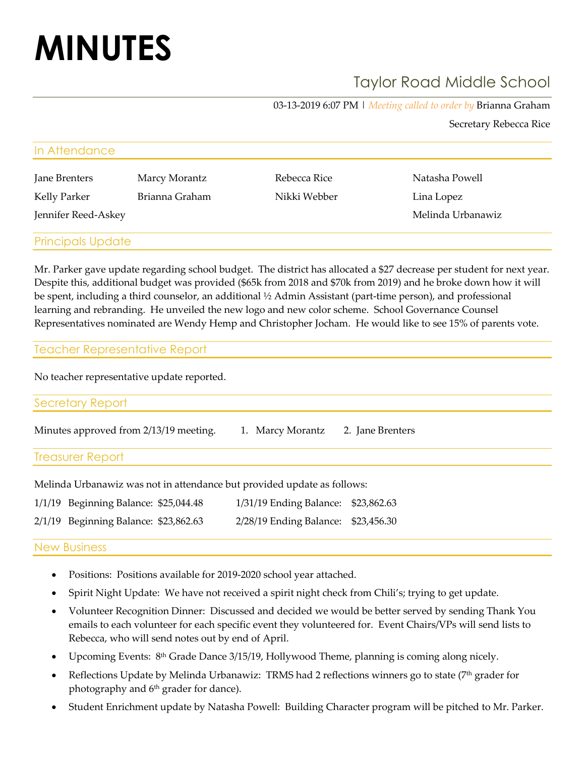# MINUTES

## Taylor Road Middle School

03-13-2019 6:07 PM | *Meeting called to order by* Brianna Graham

Secretary Rebecca Rice

### In Attendance

| | | | |
|---|---|---|---|
| Jane Brenters | Marcy Morantz | Rebecca Rice | Natasha Powell |
| Kelly Parker | Brianna Graham | Nikki Webber | Lina Lopez |
| Jennifer Reed-Askey | | | Melinda Urbanawiz |

### Principals Update

Mr. Parker gave update regarding school budget. The district has allocated a $27 decrease per student for next year. Despite this, additional budget was provided ($65k from 2018 and $70k from 2019) and he broke down how it will be spent, including a third counselor, an additional ½ Admin Assistant (part-time person), and professional learning and rebranding. He unveiled the new logo and new color scheme. School Governance Counsel Representatives nominated are Wendy Hemp and Christopher Jocham. He would like to see 15% of parents vote.

### Teacher Representative Report

No teacher representative update reported.

### Secretary Report

Minutes approved from 2/13/19 meeting. 1. Marcy Morantz 2. Jane Brenters

### Treasurer Report

Melinda Urbanawiz was not in attendance but provided update as follows:

| | | | |
|---|---|---|---|
| 1/1/19 | Beginning Balance: $25,044.48 | 1/31/19 Ending Balance: | $23,862.63 |
| 2/1/19 | Beginning Balance: $23,862.63 | 2/28/19 Ending Balance: | $23,456.30 |

### New Business

- Positions: Positions available for 2019-2020 school year attached.
- Spirit Night Update: We have not received a spirit night check from Chili's; trying to get update.
- Volunteer Recognition Dinner: Discussed and decided we would be better served by sending Thank You emails to each volunteer for each specific event they volunteered for. Event Chairs/VPs will send lists to Rebecca, who will send notes out by end of April.
- Upcoming Events: 8th Grade Dance 3/15/19, Hollywood Theme, planning is coming along nicely.
- Reflections Update by Melinda Urbanawiz: TRMS had 2 reflections winners go to state (7th grader for photography and 6th grader for dance).
- Student Enrichment update by Natasha Powell: Building Character program will be pitched to Mr. Parker.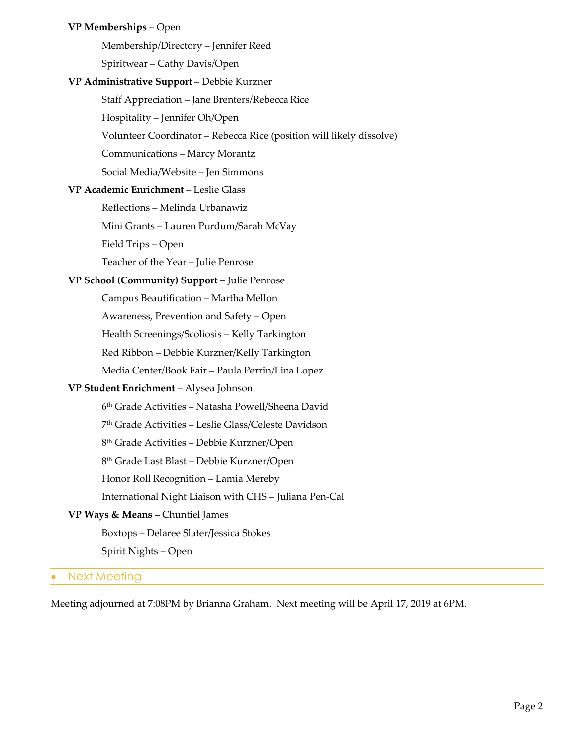**VP Memberships** – Open

- Membership/Directory – Jennifer Reed
- Spiritwear – Cathy Davis/Open

**VP Administrative Support** – Debbie Kurzner

- Staff Appreciation – Jane Brenters/Rebecca Rice
- Hospitality – Jennifer Oh/Open
- Volunteer Coordinator – Rebecca Rice (position will likely dissolve)
- Communications – Marcy Morantz
- Social Media/Website – Jen Simmons

**VP Academic Enrichment** – Leslie Glass

- Reflections – Melinda Urbanawiz
- Mini Grants – Lauren Purdum/Sarah McVay
- Field Trips – Open
- Teacher of the Year – Julie Penrose

**VP School (Community) Support –** Julie Penrose

- Campus Beautification – Martha Mellon
- Awareness, Prevention and Safety – Open
- Health Screenings/Scoliosis – Kelly Tarkington
- Red Ribbon – Debbie Kurzner/Kelly Tarkington
- Media Center/Book Fair – Paula Perrin/Lina Lopez

**VP Student Enrichment** – Alysea Johnson

- 6th Grade Activities – Natasha Powell/Sheena David
- 7th Grade Activities – Leslie Glass/Celeste Davidson
- 8th Grade Activities – Debbie Kurzner/Open
- 8th Grade Last Blast – Debbie Kurzner/Open
- Honor Roll Recognition – Lamia Mereby
- International Night Liaison with CHS – Juliana Pen-Cal

**VP Ways & Means –** Chuntiel James

- Boxtops – Delaree Slater/Jessica Stokes
- Spirit Nights – Open

## Next Meeting

Meeting adjourned at 7:08PM by Brianna Graham. Next meeting will be April 17, 2019 at 6PM.